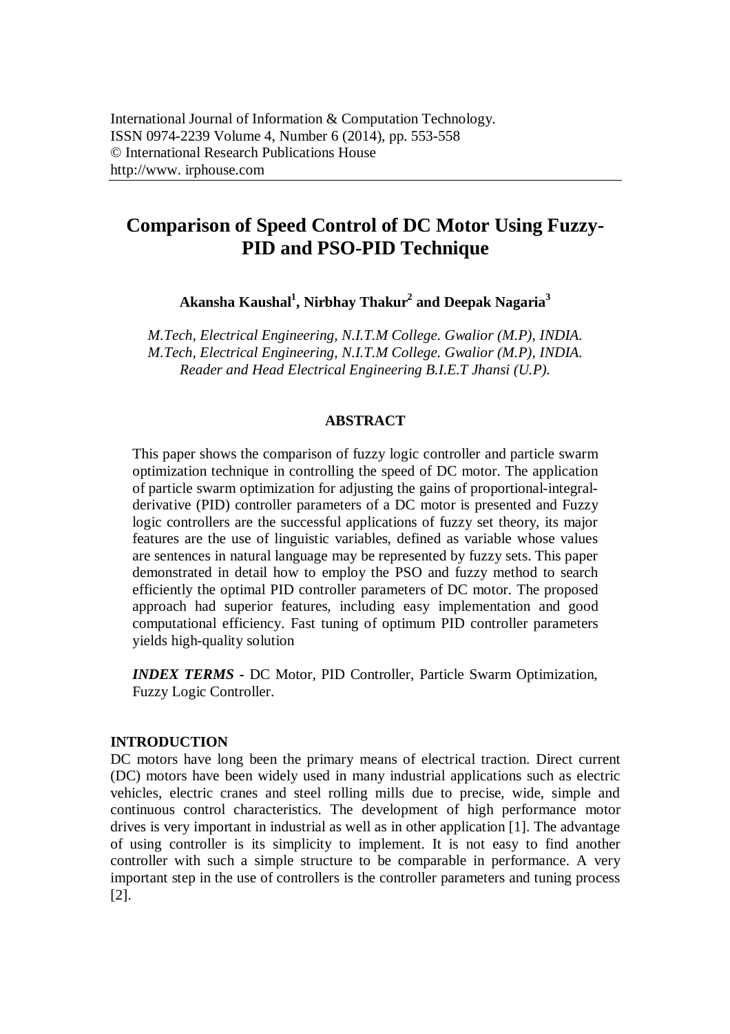# Comparison of Speed Control of DC Motor Using Fuzzy-PID and PSO-PID Technique

**Akansha Kaushal[1], Nirbhay Thakur[2] and Deepak Nagaria[3]**

*M.Tech, Electrical Engineering, N.I.T.M College. Gwalior (M.P), INDIA.*
*M.Tech, Electrical Engineering, N.I.T.M College. Gwalior (M.P), INDIA.*
*Reader and Head Electrical Engineering B.I.E.T Jhansi (U.P).*

## ABSTRACT

This paper shows the comparison of fuzzy logic controller and particle swarm optimization technique in controlling the speed of DC motor. The application of particle swarm optimization for adjusting the gains of proportional-integral-derivative (PID) controller parameters of a DC motor is presented and Fuzzy logic controllers are the successful applications of fuzzy set theory, its major features are the use of linguistic variables, defined as variable whose values are sentences in natural language may be represented by fuzzy sets. This paper demonstrated in detail how to employ the PSO and fuzzy method to search efficiently the optimal PID controller parameters of DC motor. The proposed approach had superior features, including easy implementation and good computational efficiency. Fast tuning of optimum PID controller parameters yields high-quality solution

***INDEX TERMS*** - DC Motor, PID Controller, Particle Swarm Optimization, Fuzzy Logic Controller.

## INTRODUCTION

DC motors have long been the primary means of electrical traction. Direct current (DC) motors have been widely used in many industrial applications such as electric vehicles, electric cranes and steel rolling mills due to precise, wide, simple and continuous control characteristics. The development of high performance motor drives is very important in industrial as well as in other application [1]. The advantage of using controller is its simplicity to implement. It is not easy to find another controller with such a simple structure to be comparable in performance. A very important step in the use of controllers is the controller parameters and tuning process [2].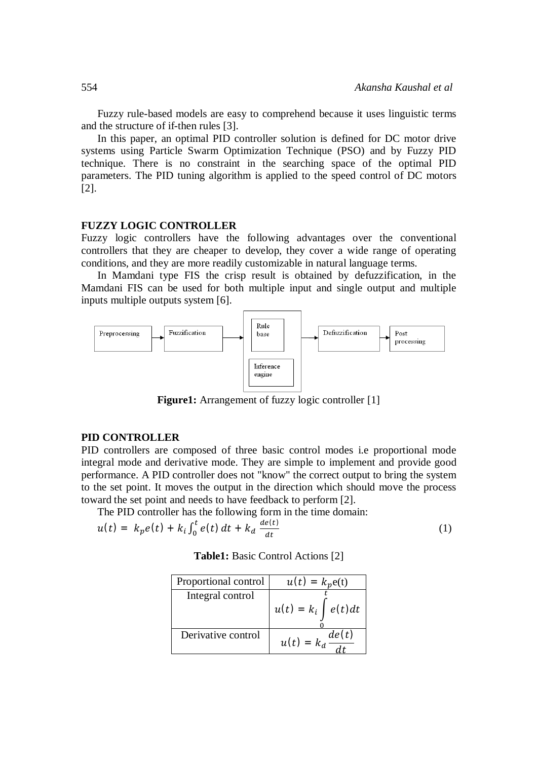Fuzzy rule-based models are easy to comprehend because it uses linguistic terms and the structure of if-then rules [3].

In this paper, an optimal PID controller solution is defined for DC motor drive systems using Particle Swarm Optimization Technique (PSO) and by Fuzzy PID technique. There is no constraint in the searching space of the optimal PID parameters. The PID tuning algorithm is applied to the speed control of DC motors [2].

## FUZZY LOGIC CONTROLLER

Fuzzy logic controllers have the following advantages over the conventional controllers that they are cheaper to develop, they cover a wide range of operating conditions, and they are more readily customizable in natural language terms.

In Mamdani type FIS the crisp result is obtained by defuzzification, in the Mamdani FIS can be used for both multiple input and single output and multiple inputs multiple outputs system [6].

Preprocessing → Fuzzification → Rule base / Inference engine → Defuzzification → Post processing

**Figure1:** Arrangement of fuzzy logic controller [1]

## PID CONTROLLER

PID controllers are composed of three basic control modes i.e proportional mode integral mode and derivative mode. They are simple to implement and provide good performance. A PID controller does not "know" the correct output to bring the system to the set point. It moves the output in the direction which should move the process toward the set point and needs to have feedback to perform [2].

The PID controller has the following form in the time domain:

$$u(t) = k_p e(t) + k_i \int_0^t e(t)\,dt + k_d \frac{de(t)}{dt} \quad (1)$$

**Table1:** Basic Control Actions [2]

| Proportional control | $u(t) = k_p e(t)$ |
|---|---|
| Integral control | $u(t) = k_i \int_0^t e(t)dt$ |
| Derivative control | $u(t) = k_d \frac{de(t)}{dt}$ |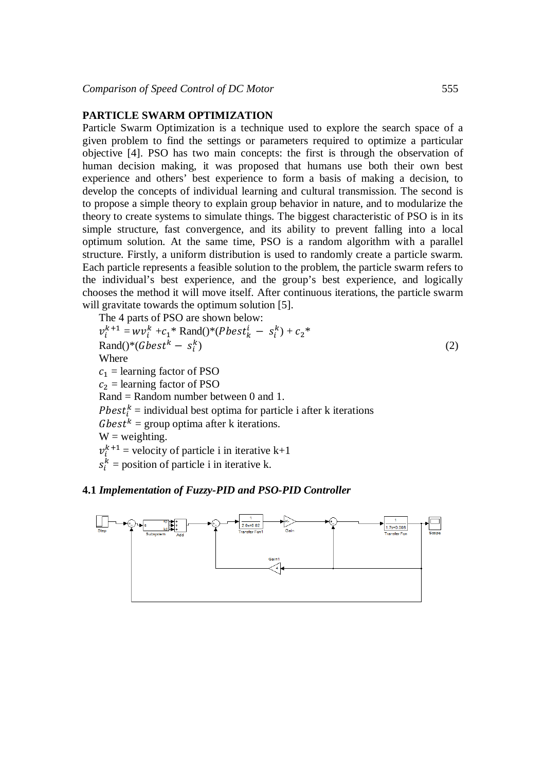## PARTICLE SWARM OPTIMIZATION

Particle Swarm Optimization is a technique used to explore the search space of a given problem to find the settings or parameters required to optimize a particular objective [4]. PSO has two main concepts: the first is through the observation of human decision making, it was proposed that humans use both their own best experience and others' best experience to form a basis of making a decision, to develop the concepts of individual learning and cultural transmission. The second is to propose a simple theory to explain group behavior in nature, and to modularize the theory to create systems to simulate things. The biggest characteristic of PSO is in its simple structure, fast convergence, and its ability to prevent falling into a local optimum solution. At the same time, PSO is a random algorithm with a parallel structure. Firstly, a uniform distribution is used to randomly create a particle swarm. Each particle represents a feasible solution to the problem, the particle swarm refers to the individual's best experience, and the group's best experience, and logically chooses the method it will move itself. After continuous iterations, the particle swarm will gravitate towards the optimum solution [5].

The 4 parts of PSO are shown below:

$$v_i^{k+1} = wv_i^k + c_1 * \text{Rand}() * (Pbest_k^i - s_i^k) + c_2 * \text{Rand}() * (Gbest^k - s_i^k) \quad (2)$$

Where

$c_1$ = learning factor of PSO

$c_2$ = learning factor of PSO

Rand = Random number between 0 and 1.

$Pbest_i^k$ = individual best optima for particle i after k iterations

$Gbest^k$ = group optima after k iterations.

W = weighting.

$v_i^{k+1}$ = velocity of particle i in iterative k+1

$s_i^k$ = position of particle i in iterative k.

### 4.1 *Implementation of Fuzzy-PID and PSO-PID Controller*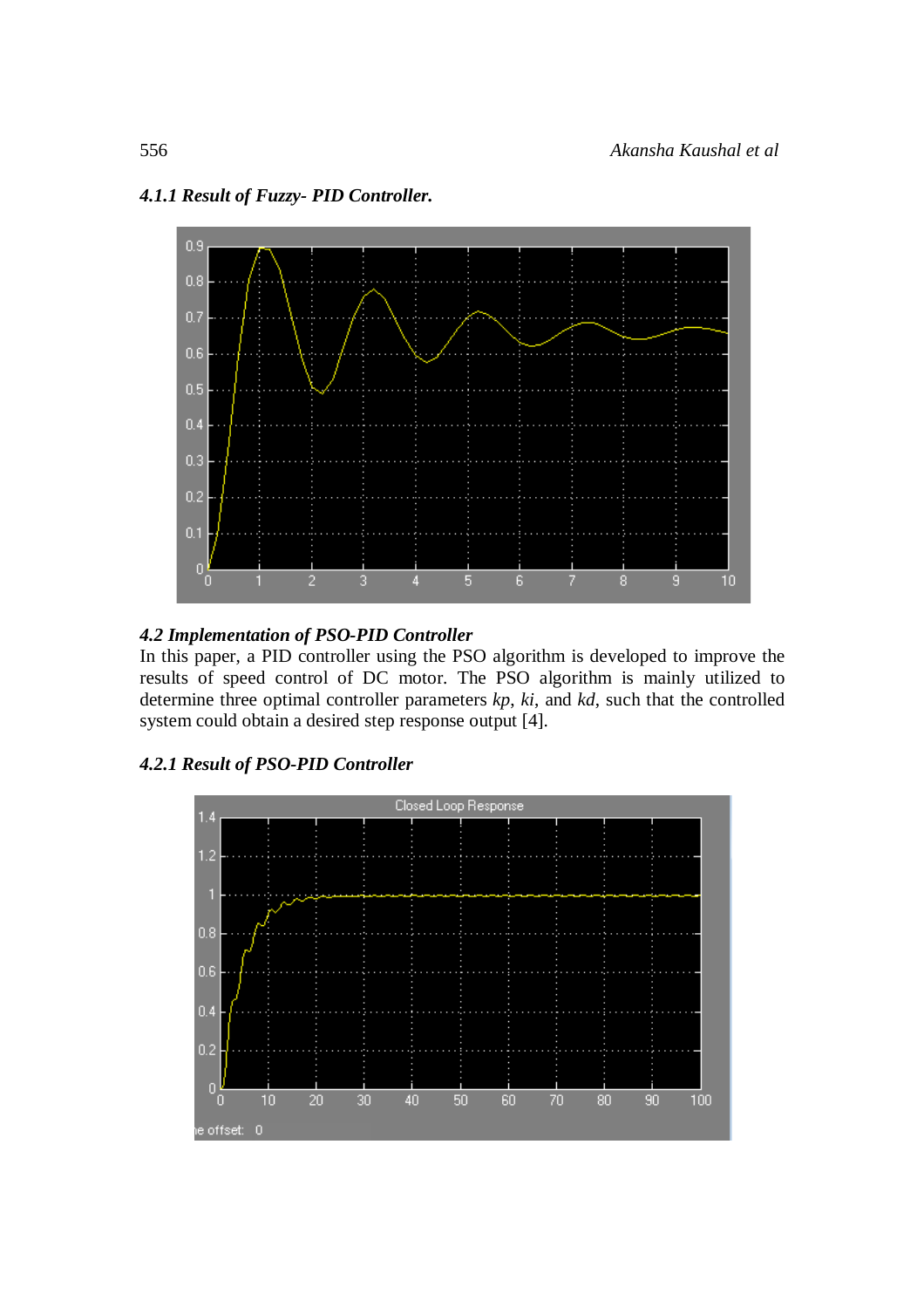#### *4.1.1 Result of Fuzzy- PID Controller.*

### *4.2 Implementation of PSO-PID Controller*

In this paper, a PID controller using the PSO algorithm is developed to improve the results of speed control of DC motor. The PSO algorithm is mainly utilized to determine three optimal controller parameters *kp*, *ki*, and *kd*, such that the controlled system could obtain a desired step response output [4].

#### *4.2.1 Result of PSO-PID Controller*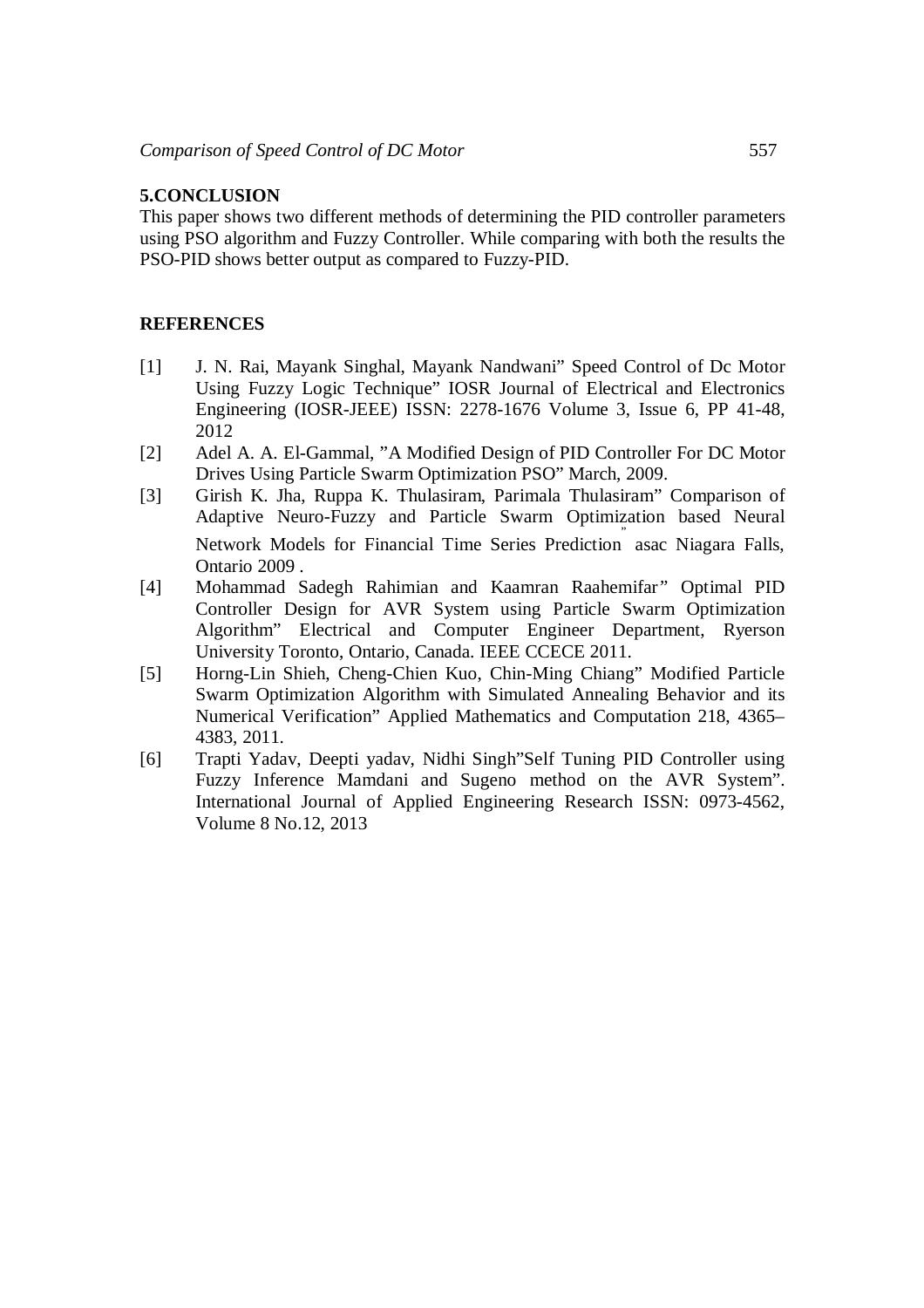## 5.CONCLUSION

This paper shows two different methods of determining the PID controller parameters using PSO algorithm and Fuzzy Controller. While comparing with both the results the PSO-PID shows better output as compared to Fuzzy-PID.

## REFERENCES

[1] J. N. Rai, Mayank Singhal, Mayank Nandwani" Speed Control of Dc Motor Using Fuzzy Logic Technique" IOSR Journal of Electrical and Electronics Engineering (IOSR-JEEE) ISSN: 2278-1676 Volume 3, Issue 6, PP 41-48, 2012

[2] Adel A. A. El-Gammal, "A Modified Design of PID Controller For DC Motor Drives Using Particle Swarm Optimization PSO" March, 2009.

[3] Girish K. Jha, Ruppa K. Thulasiram, Parimala Thulasiram" Comparison of Adaptive Neuro-Fuzzy and Particle Swarm Optimization based Neural Network Models for Financial Time Series Prediction" asac Niagara Falls, Ontario 2009 .

[4] Mohammad Sadegh Rahimian and Kaamran Raahemifar" Optimal PID Controller Design for AVR System using Particle Swarm Optimization Algorithm" Electrical and Computer Engineer Department, Ryerson University Toronto, Ontario, Canada. IEEE CCECE 2011.

[5] Horng-Lin Shieh, Cheng-Chien Kuo, Chin-Ming Chiang" Modified Particle Swarm Optimization Algorithm with Simulated Annealing Behavior and its Numerical Verification" Applied Mathematics and Computation 218, 4365–4383, 2011.

[6] Trapti Yadav, Deepti yadav, Nidhi Singh"Self Tuning PID Controller using Fuzzy Inference Mamdani and Sugeno method on the AVR System". International Journal of Applied Engineering Research ISSN: 0973-4562, Volume 8 No.12, 2013